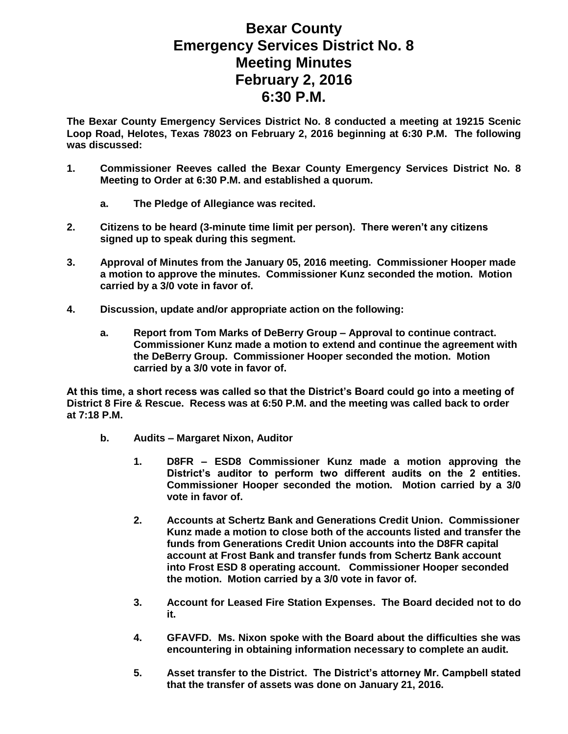# Bexar County
# Emergency Services District No. 8
# Meeting Minutes
# February 2, 2016
# 6:30 P.M.

**The Bexar County Emergency Services District No. 8 conducted a meeting at 19215 Scenic Loop Road, Helotes, Texas 78023 on February 2, 2016 beginning at 6:30 P.M. The following was discussed:**

1. **Commissioner Reeves called the Bexar County Emergency Services District No. 8 Meeting to Order at 6:30 P.M. and established a quorum.**

    a. **The Pledge of Allegiance was recited.**

2. **Citizens to be heard (3-minute time limit per person). There weren't any citizens signed up to speak during this segment.**

3. **Approval of Minutes from the January 05, 2016 meeting. Commissioner Hooper made a motion to approve the minutes. Commissioner Kunz seconded the motion. Motion carried by a 3/0 vote in favor of.**

4. **Discussion, update and/or appropriate action on the following:**

    a. **Report from Tom Marks of DeBerry Group – Approval to continue contract. Commissioner Kunz made a motion to extend and continue the agreement with the DeBerry Group. Commissioner Hooper seconded the motion. Motion carried by a 3/0 vote in favor of.**

**At this time, a short recess was called so that the District's Board could go into a meeting of District 8 Fire & Rescue. Recess was at 6:50 P.M. and the meeting was called back to order at 7:18 P.M.**

b. **Audits – Margaret Nixon, Auditor**

1. **D8FR – ESD8 Commissioner Kunz made a motion approving the District's auditor to perform two different audits on the 2 entities. Commissioner Hooper seconded the motion. Motion carried by a 3/0 vote in favor of.**

2. **Accounts at Schertz Bank and Generations Credit Union. Commissioner Kunz made a motion to close both of the accounts listed and transfer the funds from Generations Credit Union accounts into the D8FR capital account at Frost Bank and transfer funds from Schertz Bank account into Frost ESD 8 operating account. Commissioner Hooper seconded the motion. Motion carried by a 3/0 vote in favor of.**

3. **Account for Leased Fire Station Expenses. The Board decided not to do it.**

4. **GFAVFD. Ms. Nixon spoke with the Board about the difficulties she was encountering in obtaining information necessary to complete an audit.**

5. **Asset transfer to the District. The District's attorney Mr. Campbell stated that the transfer of assets was done on January 21, 2016.**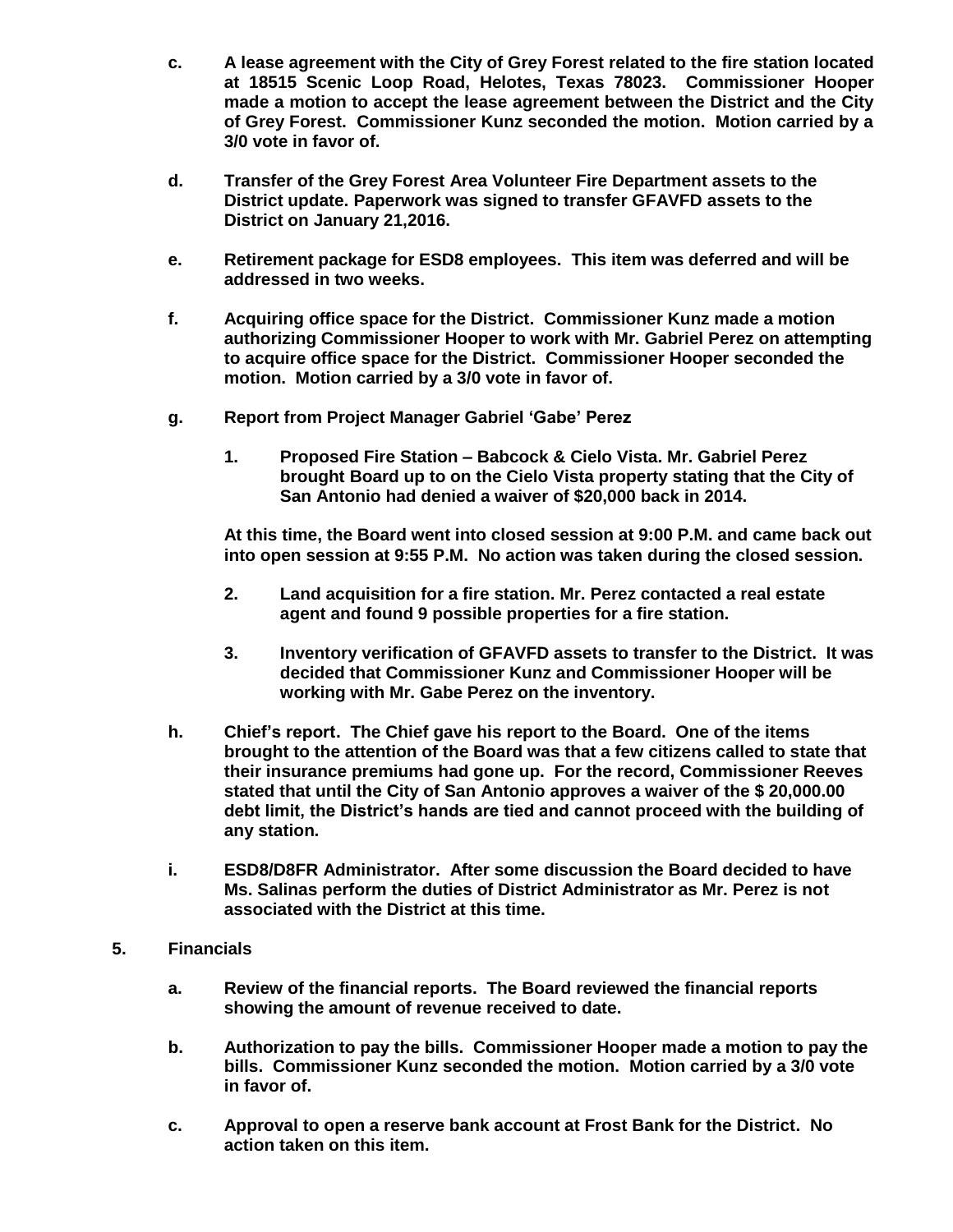**c. A lease agreement with the City of Grey Forest related to the fire station located at 18515 Scenic Loop Road, Helotes, Texas 78023. Commissioner Hooper made a motion to accept the lease agreement between the District and the City of Grey Forest. Commissioner Kunz seconded the motion. Motion carried by a 3/0 vote in favor of.**

**d. Transfer of the Grey Forest Area Volunteer Fire Department assets to the District update. Paperwork was signed to transfer GFAVFD assets to the District on January 21,2016.**

**e. Retirement package for ESD8 employees. This item was deferred and will be addressed in two weeks.**

**f. Acquiring office space for the District. Commissioner Kunz made a motion authorizing Commissioner Hooper to work with Mr. Gabriel Perez on attempting to acquire office space for the District. Commissioner Hooper seconded the motion. Motion carried by a 3/0 vote in favor of.**

**g. Report from Project Manager Gabriel 'Gabe' Perez**

**1. Proposed Fire Station – Babcock & Cielo Vista. Mr. Gabriel Perez brought Board up to on the Cielo Vista property stating that the City of San Antonio had denied a waiver of $20,000 back in 2014.**

**At this time, the Board went into closed session at 9:00 P.M. and came back out into open session at 9:55 P.M. No action was taken during the closed session.**

**2. Land acquisition for a fire station. Mr. Perez contacted a real estate agent and found 9 possible properties for a fire station.**

**3. Inventory verification of GFAVFD assets to transfer to the District. It was decided that Commissioner Kunz and Commissioner Hooper will be working with Mr. Gabe Perez on the inventory.**

**h. Chief's report. The Chief gave his report to the Board. One of the items brought to the attention of the Board was that a few citizens called to state that their insurance premiums had gone up. For the record, Commissioner Reeves stated that until the City of San Antonio approves a waiver of the $ 20,000.00 debt limit, the District's hands are tied and cannot proceed with the building of any station.**

**i. ESD8/D8FR Administrator. After some discussion the Board decided to have Ms. Salinas perform the duties of District Administrator as Mr. Perez is not associated with the District at this time.**

**5. Financials**

**a. Review of the financial reports. The Board reviewed the financial reports showing the amount of revenue received to date.**

**b. Authorization to pay the bills. Commissioner Hooper made a motion to pay the bills. Commissioner Kunz seconded the motion. Motion carried by a 3/0 vote in favor of.**

**c. Approval to open a reserve bank account at Frost Bank for the District. No action taken on this item.**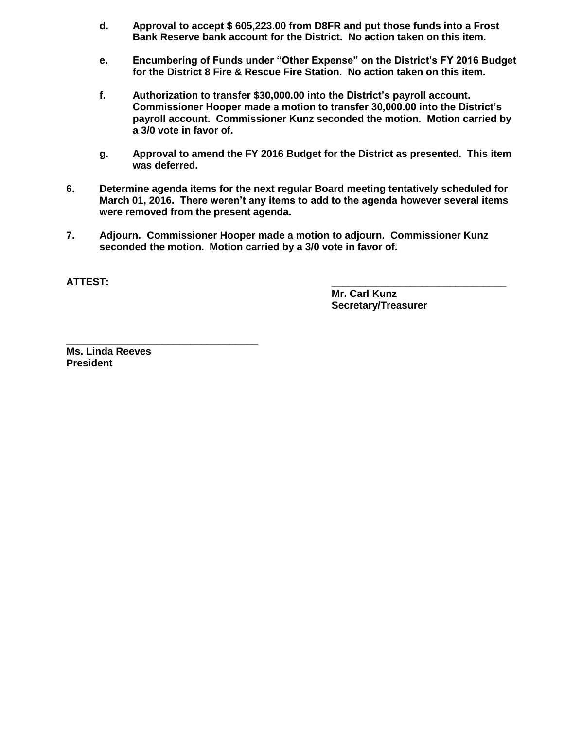**d. Approval to accept $ 605,223.00 from D8FR and put those funds into a Frost Bank Reserve bank account for the District. No action taken on this item.**

**e. Encumbering of Funds under "Other Expense" on the District's FY 2016 Budget for the District 8 Fire & Rescue Fire Station. No action taken on this item.**

**f. Authorization to transfer $30,000.00 into the District's payroll account. Commissioner Hooper made a motion to transfer 30,000.00 into the District's payroll account. Commissioner Kunz seconded the motion. Motion carried by a 3/0 vote in favor of.**

**g. Approval to amend the FY 2016 Budget for the District as presented. This item was deferred.**

**6. Determine agenda items for the next regular Board meeting tentatively scheduled for March 01, 2016. There weren't any items to add to the agenda however several items were removed from the present agenda.**

**7. Adjourn. Commissioner Hooper made a motion to adjourn. Commissioner Kunz seconded the motion. Motion carried by a 3/0 vote in favor of.**

**ATTEST:**

________________________________
**Mr. Carl Kunz**
**Secretary/Treasurer**

___________________________________
**Ms. Linda Reeves**
**President**